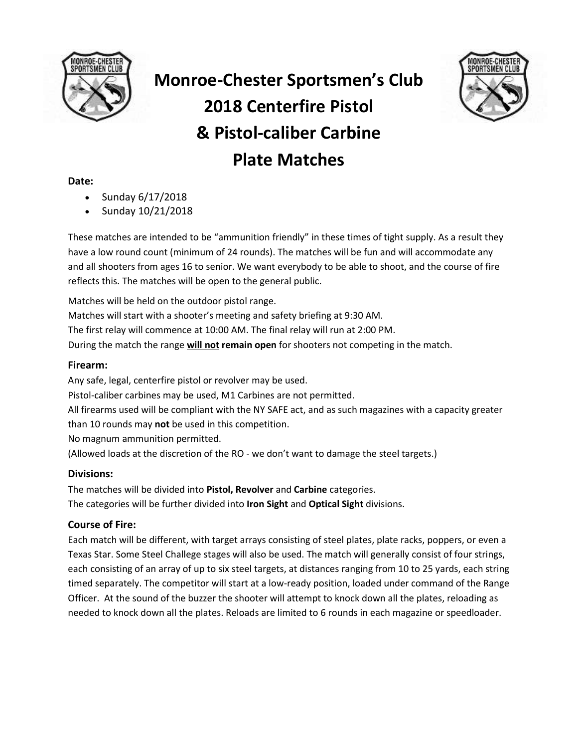# Monroe-Chester Sportsmen's Club 2018 Centerfire Pistol & Pistol-caliber Carbine Plate Matches

**Date:**

- Sunday 6/17/2018
- Sunday 10/21/2018

These matches are intended to be "ammunition friendly" in these times of tight supply. As a result they have a low round count (minimum of 24 rounds). The matches will be fun and will accommodate any and all shooters from ages 16 to senior. We want everybody to be able to shoot, and the course of fire reflects this. The matches will be open to the general public.

Matches will be held on the outdoor pistol range.
Matches will start with a shooter's meeting and safety briefing at 9:30 AM.
The first relay will commence at 10:00 AM. The final relay will run at 2:00 PM.
During the match the range **will not remain open** for shooters not competing in the match.

## Firearm:

Any safe, legal, centerfire pistol or revolver may be used.
Pistol-caliber carbines may be used, M1 Carbines are not permitted.
All firearms used will be compliant with the NY SAFE act, and as such magazines with a capacity greater than 10 rounds may **not** be used in this competition.
No magnum ammunition permitted.
(Allowed loads at the discretion of the RO - we don't want to damage the steel targets.)

## Divisions:

The matches will be divided into **Pistol, Revolver** and **Carbine** categories.
The categories will be further divided into **Iron Sight** and **Optical Sight** divisions.

## Course of Fire:

Each match will be different, with target arrays consisting of steel plates, plate racks, poppers, or even a Texas Star. Some Steel Challege stages will also be used. The match will generally consist of four strings, each consisting of an array of up to six steel targets, at distances ranging from 10 to 25 yards, each string timed separately. The competitor will start at a low-ready position, loaded under command of the Range Officer. At the sound of the buzzer the shooter will attempt to knock down all the plates, reloading as needed to knock down all the plates. Reloads are limited to 6 rounds in each magazine or speedloader.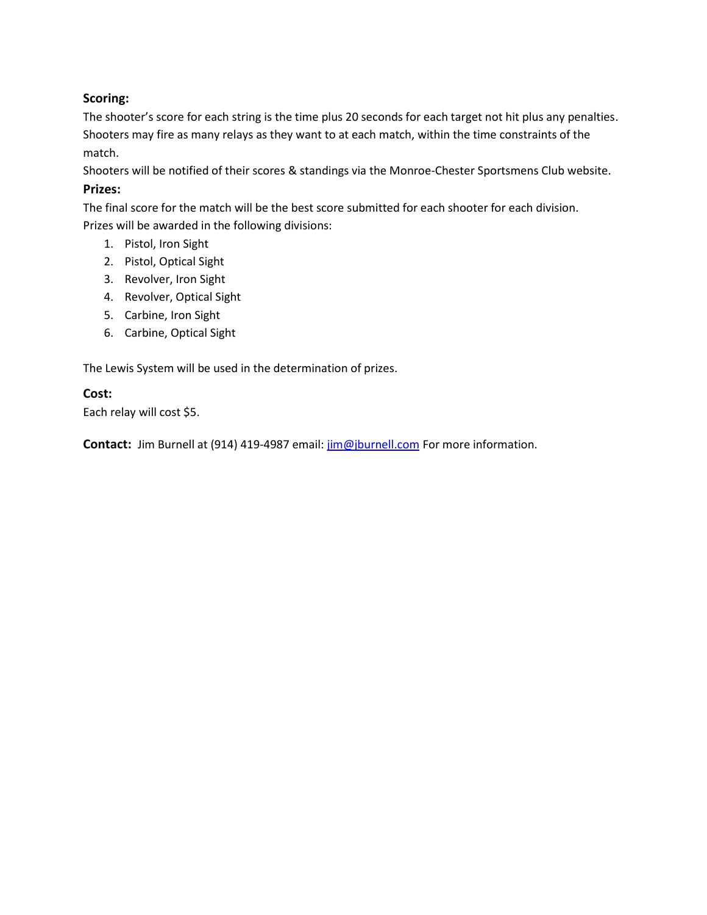**Scoring:**

The shooter's score for each string is the time plus 20 seconds for each target not hit plus any penalties. Shooters may fire as many relays as they want to at each match, within the time constraints of the match.

Shooters will be notified of their scores & standings via the Monroe-Chester Sportsmens Club website.

**Prizes:**

The final score for the match will be the best score submitted for each shooter for each division.
Prizes will be awarded in the following divisions:

1. Pistol, Iron Sight
2. Pistol, Optical Sight
3. Revolver, Iron Sight
4. Revolver, Optical Sight
5. Carbine, Iron Sight
6. Carbine, Optical Sight

The Lewis System will be used in the determination of prizes.

**Cost:**

Each relay will cost $5.

**Contact:** Jim Burnell at (914) 419-4987 email: jim@jburnell.com For more information.